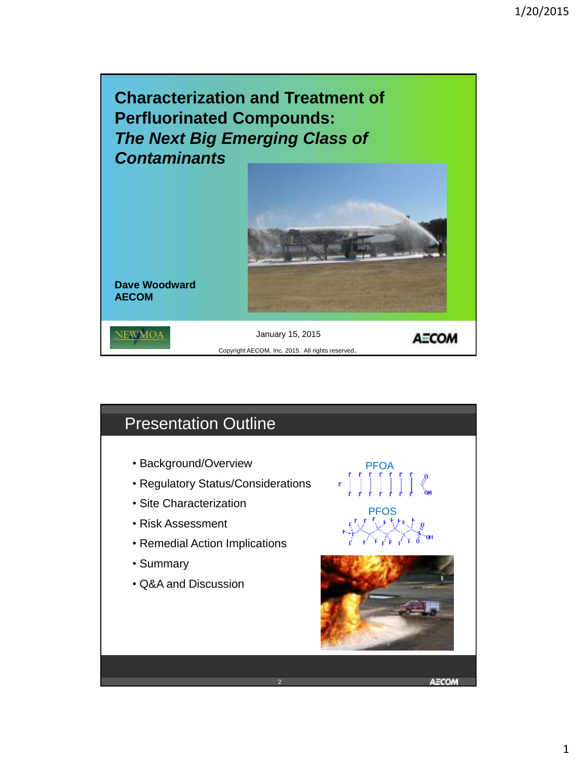# Characterization and Treatment of Perfluorinated Compounds: *The Next Big Emerging Class of Contaminants*

**Dave Woodward**
**AECOM**

NEWMOA

January 15, 2015

Copyright AECOM, Inc. 2015. All rights reserved.

AECOM

## Presentation Outline

- Background/Overview
- Regulatory Status/Considerations
- Site Characterization
- Risk Assessment
- Remedial Action Implications
- Summary
- Q&A and Discussion

PFOA

PFOS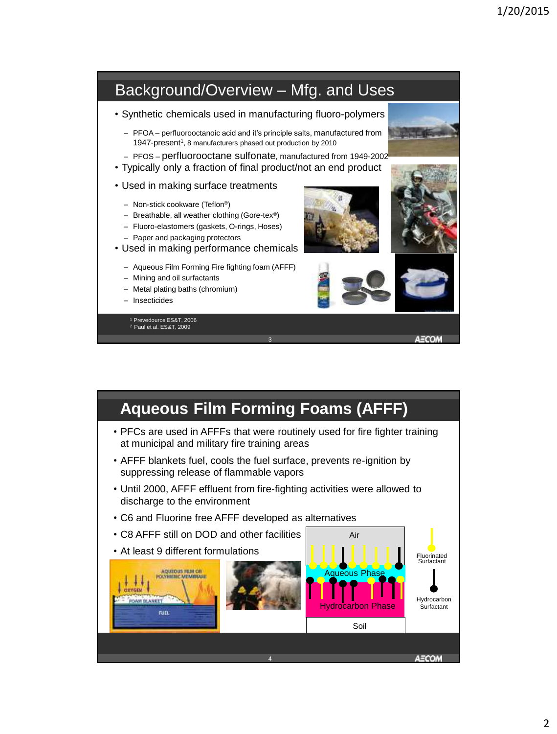## Background/Overview – Mfg. and Uses

- Synthetic chemicals used in manufacturing fluoro-polymers
  - PFOA – perfluorooctanoic acid and it's principle salts, manufactured from 1947-present[1], 8 manufacturers phased out production by 2010
  - PFOS – perfluorooctane sulfonate, manufactured from 1949-2002
- Typically only a fraction of final product/not an end product
- Used in making surface treatments
  - Non-stick cookware (Teflon®)
  - Breathable, all weather clothing (Gore-tex®)
  - Fluoro-elastomers (gaskets, O-rings, Hoses)
  - Paper and packaging protectors
- Used in making performance chemicals
  - Aqueous Film Forming Fire fighting foam (AFFF)
  - Mining and oil surfactants
  - Metal plating baths (chromium)
  - Insecticides

[1] Prevedouros ES&T, 2006
[2] Paul et al. ES&T, 2009

## Aqueous Film Forming Foams (AFFF)

- PFCs are used in AFFFs that were routinely used for fire fighter training at municipal and military fire training areas
- AFFF blankets fuel, cools the fuel surface, prevents re-ignition by suppressing release of flammable vapors
- Until 2000, AFFF effluent from fire-fighting activities were allowed to discharge to the environment
- C6 and Fluorine free AFFF developed as alternatives
- C8 AFFF still on DOD and other facilities
- At least 9 different formulations

Air

Aqueous Phase

Hydrocarbon Phase

Soil

Fluorinated Surfactant

Hydrocarbon Surfactant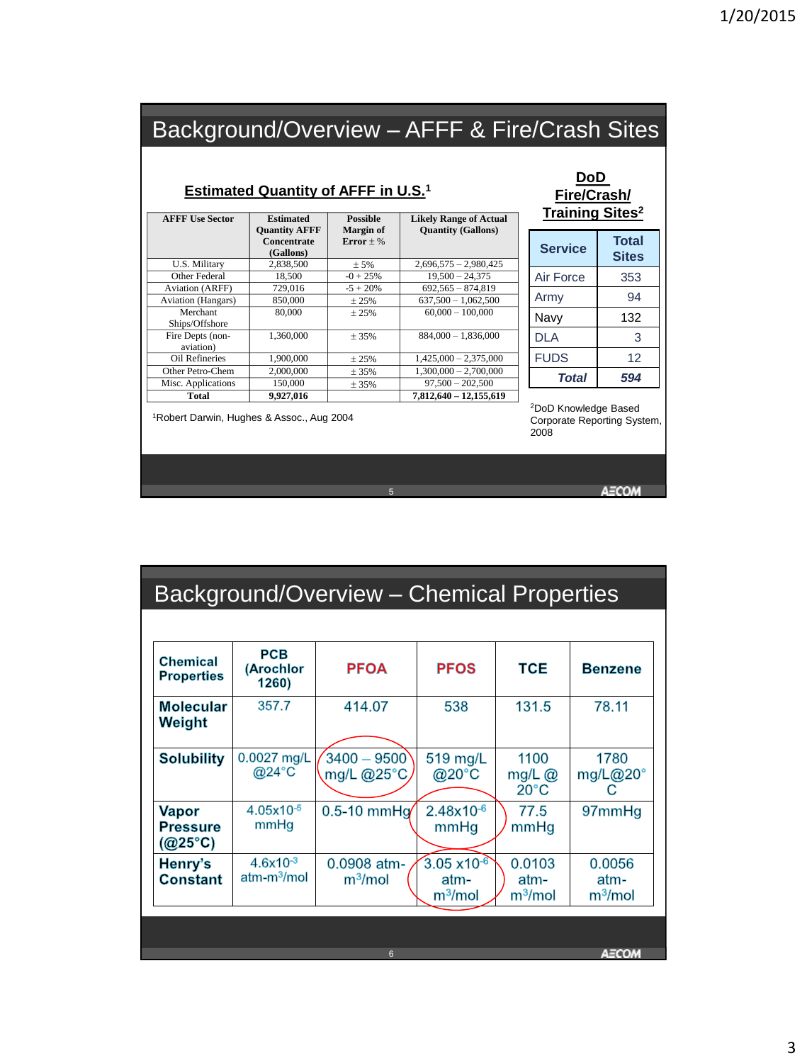# Background/Overview – AFFF & Fire/Crash Sites

## Estimated Quantity of AFFF in U.S.[1]

| AFFF Use Sector | Estimated Quantity AFFF Concentrate (Gallons) | Possible Margin of Error ± % | Likely Range of Actual Quantity (Gallons) |
|---|---|---|---|
| U.S. Military | 2,838,500 | ± 5% | 2,696,575 – 2,980,425 |
| Other Federal | 18,500 | -0 + 25% | 19,500 – 24,375 |
| Aviation (ARFF) | 729,016 | -5 + 20% | 692,565 – 874,819 |
| Aviation (Hangars) | 850,000 | ± 25% | 637,500 – 1,062,500 |
| Merchant Ships/Offshore | 80,000 | ± 25% | 60,000 – 100,000 |
| Fire Depts (non-aviation) | 1,360,000 | ± 35% | 884,000 – 1,836,000 |
| Oil Refineries | 1,900,000 | ± 25% | 1,425,000 – 2,375,000 |
| Other Petro-Chem | 2,000,000 | ± 35% | 1,300,000 – 2,700,000 |
| Misc. Applications | 150,000 | ± 35% | 97,500 – 202,500 |
| **Total** | **9,927,016** | | **7,812,640 – 12,155,619** |

[1]Robert Darwin, Hughes & Assoc., Aug 2004

## DoD Fire/Crash/ Training Sites[2]

| Service | Total Sites |
|---|---|
| Air Force | 353 |
| Army | 94 |
| Navy | 132 |
| DLA | 3 |
| FUDS | 12 |
| ***Total*** | ***594*** |

[2]DoD Knowledge Based Corporate Reporting System, 2008

# Background/Overview – Chemical Properties

| Chemical Properties | PCB (Arochlor 1260) | PFOA | PFOS | TCE | Benzene |
|---|---|---|---|---|---|
| **Molecular Weight** | 357.7 | 414.07 | 538 | 131.5 | 78.11 |
| **Solubility** | 0.0027 mg/L @24°C | 3400 – 9500 mg/L @25°C | 519 mg/L @20°C | 1100 mg/L @ 20°C | 1780 mg/L@20°C |
| **Vapor Pressure (@25°C)** | $4.05 \times 10^{-5}$ mmHg | 0.5-10 mmHg | $2.48 \times 10^{-6}$ mmHg | 77.5 mmHg | 97mmHg |
| **Henry's Constant** | $4.6 \times 10^{-3}$ atm-m$^3$/mol | 0.0908 atm-m$^3$/mol | $3.05 \times 10^{-6}$ atm-m$^3$/mol | 0.0103 atm-m$^3$/mol | 0.0056 atm-m$^3$/mol |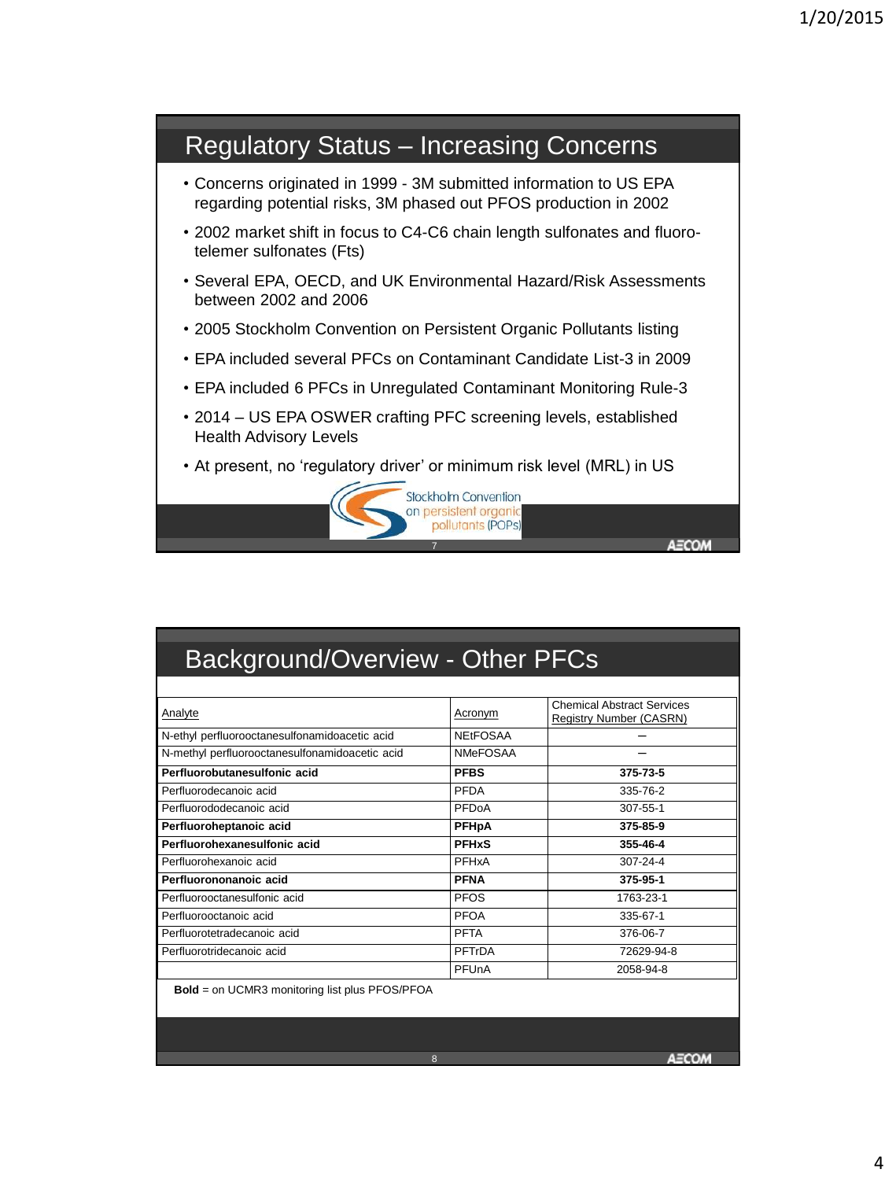## Regulatory Status – Increasing Concerns

- Concerns originated in 1999 - 3M submitted information to US EPA regarding potential risks, 3M phased out PFOS production in 2002
- 2002 market shift in focus to C4-C6 chain length sulfonates and fluoro-telemer sulfonates (Fts)
- Several EPA, OECD, and UK Environmental Hazard/Risk Assessments between 2002 and 2006
- 2005 Stockholm Convention on Persistent Organic Pollutants listing
- EPA included several PFCs on Contaminant Candidate List-3 in 2009
- EPA included 6 PFCs in Unregulated Contaminant Monitoring Rule-3
- 2014 – US EPA OSWER crafting PFC screening levels, established Health Advisory Levels
- At present, no 'regulatory driver' or minimum risk level (MRL) in US

Stockholm Convention on persistent organic pollutants (POPs)

## Background/Overview - Other PFCs

| Analyte | Acronym | Chemical Abstract Services Registry Number (CASRN) |
|---|---|---|
| N-ethyl perfluorooctanesulfonamidoacetic acid | NEtFOSAA | – |
| N-methyl perfluorooctanesulfonamidoacetic acid | NMeFOSAA | – |
| **Perfluorobutanesulfonic acid** | **PFBS** | **375-73-5** |
| Perfluorodecanoic acid | PFDA | 335-76-2 |
| Perfluorododecanoic acid | PFDoA | 307-55-1 |
| **Perfluoroheptanoic acid** | **PFHpA** | **375-85-9** |
| **Perfluorohexanesulfonic acid** | **PFHxS** | **355-46-4** |
| Perfluorohexanoic acid | PFHxA | 307-24-4 |
| **Perfluorononanoic acid** | **PFNA** | **375-95-1** |
| Perfluorooctanesulfonic acid | PFOS | 1763-23-1 |
| Perfluorooctanoic acid | PFOA | 335-67-1 |
| Perfluorotetradecanoic acid | PFTA | 376-06-7 |
| Perfluorotridecanoic acid | PFTrDA | 72629-94-8 |
| | PFUnA | 2058-94-8 |

**Bold** = on UCMR3 monitoring list plus PFOS/PFOA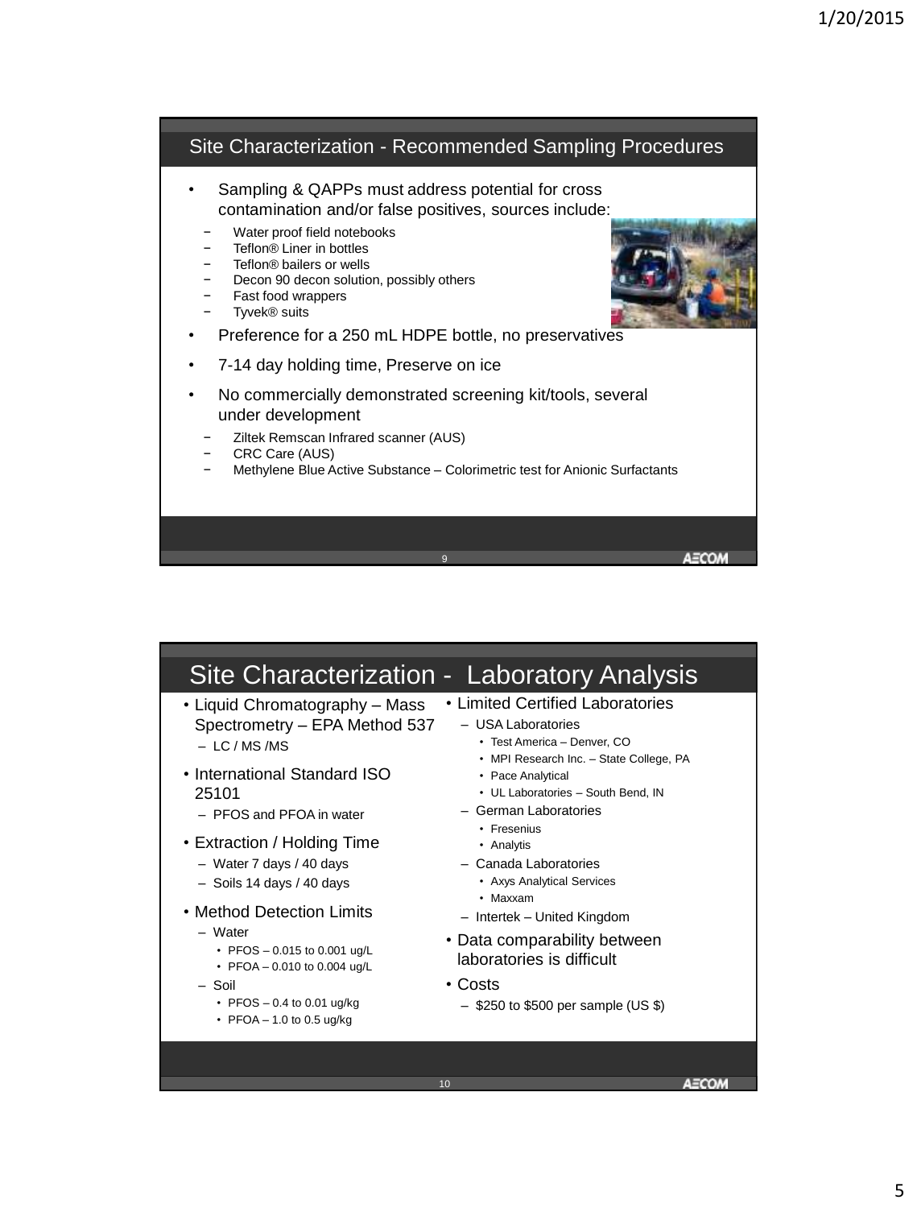## Site Characterization - Recommended Sampling Procedures

- Sampling & QAPPs must address potential for cross contamination and/or false positives, sources include:
  - Water proof field notebooks
  - Teflon® Liner in bottles
  - Teflon® bailers or wells
  - Decon 90 decon solution, possibly others
  - Fast food wrappers
  - Tyvek® suits
- Preference for a 250 mL HDPE bottle, no preservatives
- 7-14 day holding time, Preserve on ice
- No commercially demonstrated screening kit/tools, several under development
  - Ziltek Remscan Infrared scanner (AUS)
  - CRC Care (AUS)
  - Methylene Blue Active Substance – Colorimetric test for Anionic Surfactants

## Site Characterization - Laboratory Analysis

- Liquid Chromatography – Mass Spectrometry – EPA Method 537
  - LC / MS /MS
- International Standard ISO 25101
  - PFOS and PFOA in water
- Extraction / Holding Time
  - Water 7 days / 40 days
  - Soils 14 days / 40 days
- Method Detection Limits
  - Water
    - PFOS – 0.015 to 0.001 ug/L
    - PFOA – 0.010 to 0.004 ug/L
  - Soil
    - PFOS – 0.4 to 0.01 ug/kg
    - PFOA – 1.0 to 0.5 ug/kg
- Limited Certified Laboratories
  - USA Laboratories
    - Test America – Denver, CO
    - MPI Research Inc. – State College, PA
    - Pace Analytical
    - UL Laboratories – South Bend, IN
  - German Laboratories
    - Fresenius
    - Analytis
  - Canada Laboratories
    - Axys Analytical Services
    - Maxxam
  - Intertek – United Kingdom
- Data comparability between laboratories is difficult
- Costs
  - $250 to $500 per sample (US $)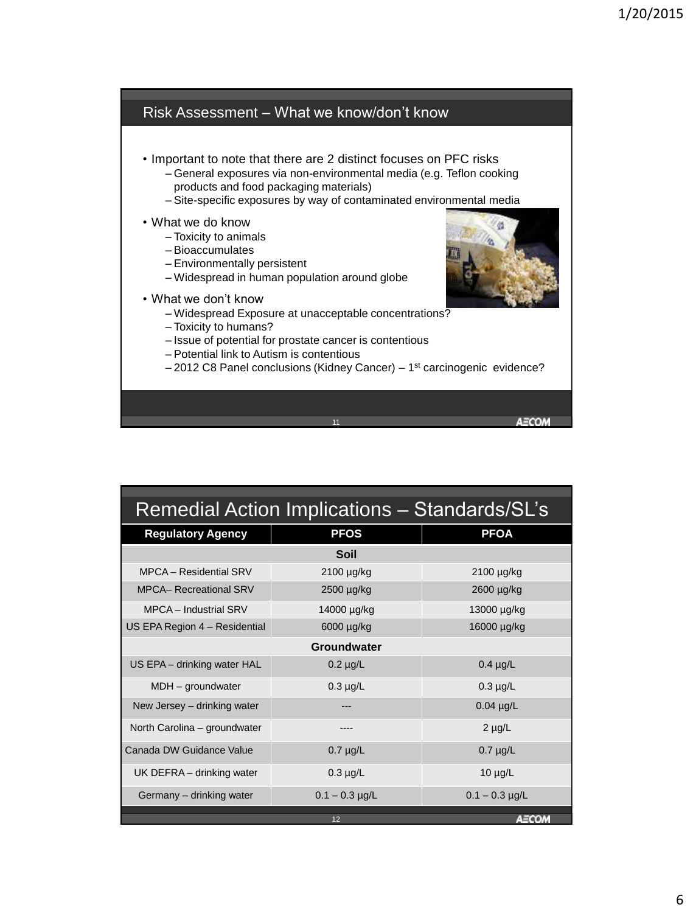## Risk Assessment – What we know/don't know

- Important to note that there are 2 distinct focuses on PFC risks
  - General exposures via non-environmental media (e.g. Teflon cooking products and food packaging materials)
  - Site-specific exposures by way of contaminated environmental media
- What we do know
  - Toxicity to animals
  - Bioaccumulates
  - Environmentally persistent
  - Widespread in human population around globe
- What we don't know
  - Widespread Exposure at unacceptable concentrations?
  - Toxicity to humans?
  - Issue of potential for prostate cancer is contentious
  - Potential link to Autism is contentious
  - 2012 C8 Panel conclusions (Kidney Cancer) – 1st carcinogenic evidence?

## Remedial Action Implications – Standards/SL's

| Regulatory Agency | PFOS | PFOA |
|---|---|---|
| **Soil** | | |
| MPCA – Residential SRV | 2100 µg/kg | 2100 µg/kg |
| MPCA– Recreational SRV | 2500 µg/kg | 2600 µg/kg |
| MPCA – Industrial SRV | 14000 µg/kg | 13000 µg/kg |
| US EPA Region 4 – Residential | 6000 µg/kg | 16000 µg/kg |
| **Groundwater** | | |
| US EPA – drinking water HAL | 0.2 µg/L | 0.4 µg/L |
| MDH – groundwater | 0.3 µg/L | 0.3 µg/L |
| New Jersey – drinking water | --- | 0.04 µg/L |
| North Carolina – groundwater | ---- | 2 µg/L |
| Canada DW Guidance Value | 0.7 µg/L | 0.7 µg/L |
| UK DEFRA – drinking water | 0.3 µg/L | 10 µg/L |
| Germany – drinking water | 0.1 – 0.3 µg/L | 0.1 – 0.3 µg/L |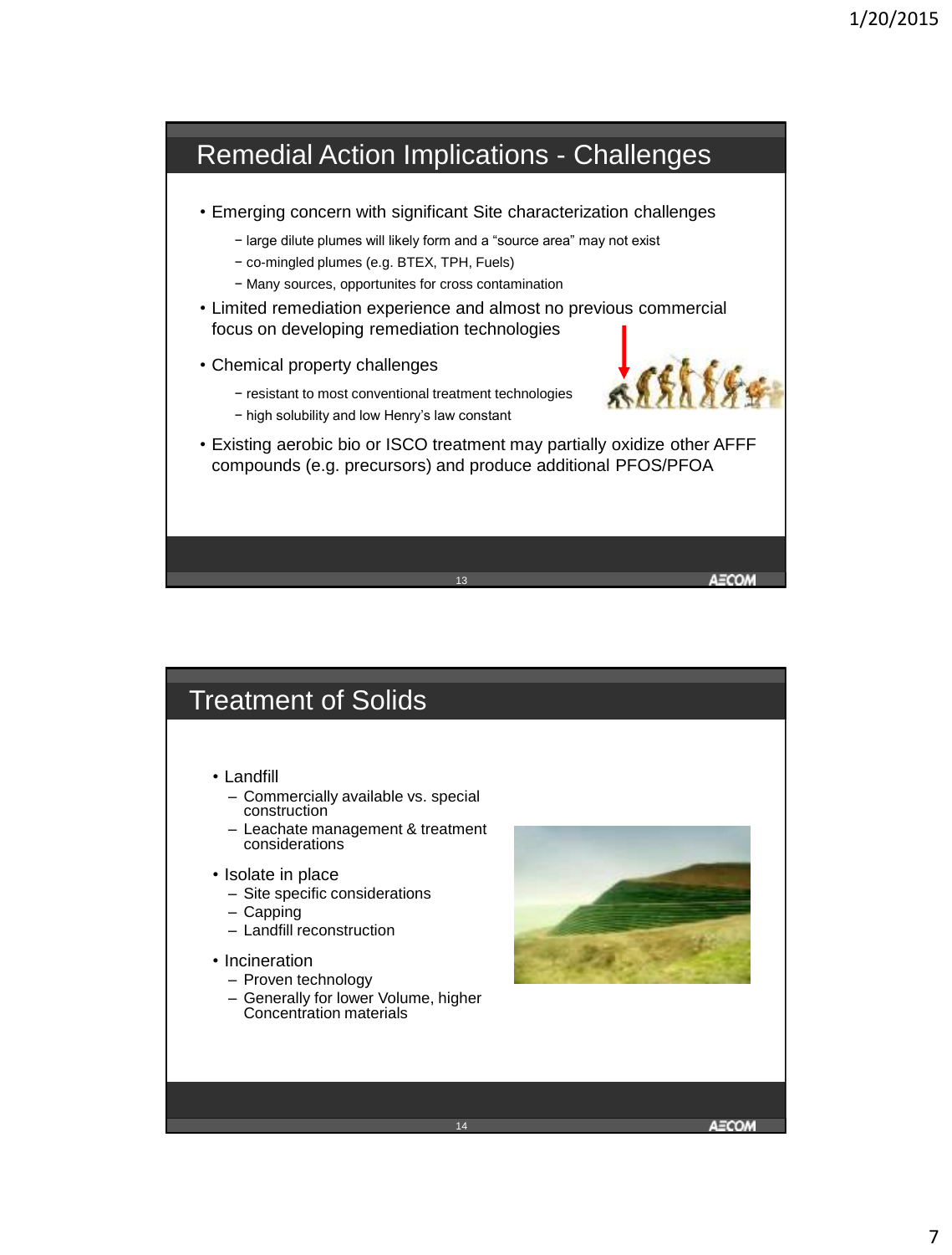## Remedial Action Implications - Challenges

- Emerging concern with significant Site characterization challenges
  - large dilute plumes will likely form and a “source area” may not exist
  - co-mingled plumes (e.g. BTEX, TPH, Fuels)
  - Many sources, opportunites for cross contamination
- Limited remediation experience and almost no previous commercial focus on developing remediation technologies
- Chemical property challenges
  - resistant to most conventional treatment technologies
  - high solubility and low Henry’s law constant
- Existing aerobic bio or ISCO treatment may partially oxidize other AFFF compounds (e.g. precursors) and produce additional PFOS/PFOA

## Treatment of Solids

- Landfill
  - Commercially available vs. special construction
  - Leachate management & treatment considerations
- Isolate in place
  - Site specific considerations
  - Capping
  - Landfill reconstruction
- Incineration
  - Proven technology
  - Generally for lower Volume, higher Concentration materials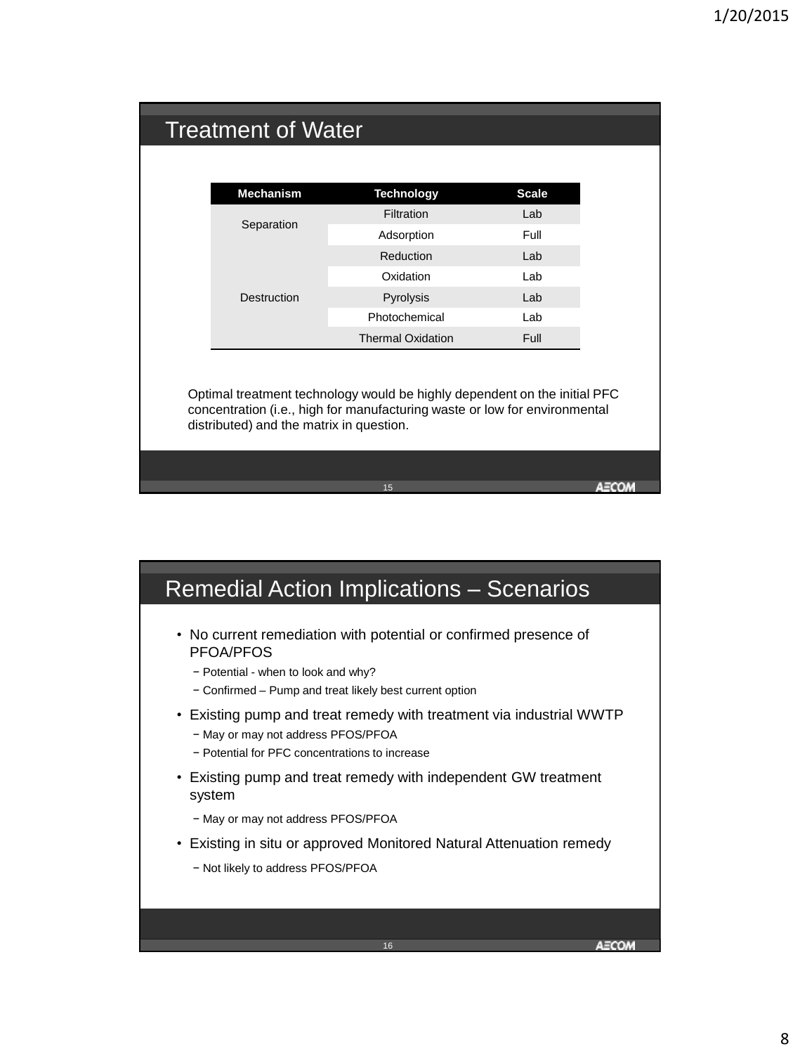## Treatment of Water

| Mechanism | Technology | Scale |
|---|---|---|
| Separation | Filtration | Lab |
| | Adsorption | Full |
| Destruction | Reduction | Lab |
| | Oxidation | Lab |
| | Pyrolysis | Lab |
| | Photochemical | Lab |
| | Thermal Oxidation | Full |

Optimal treatment technology would be highly dependent on the initial PFC concentration (i.e., high for manufacturing waste or low for environmental distributed) and the matrix in question.

## Remedial Action Implications – Scenarios

- No current remediation with potential or confirmed presence of PFOA/PFOS
  - Potential - when to look and why?
  - Confirmed – Pump and treat likely best current option
- Existing pump and treat remedy with treatment via industrial WWTP
  - May or may not address PFOS/PFOA
  - Potential for PFC concentrations to increase
- Existing pump and treat remedy with independent GW treatment system
  - May or may not address PFOS/PFOA
- Existing in situ or approved Monitored Natural Attenuation remedy
  - Not likely to address PFOS/PFOA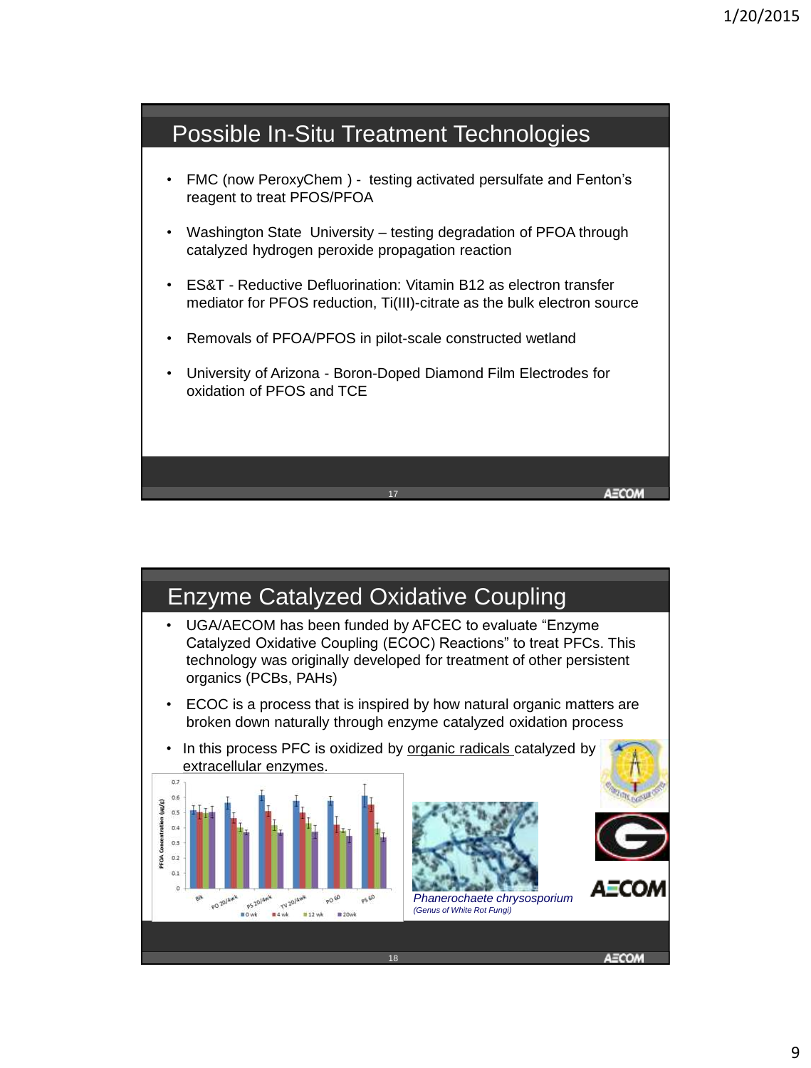## Possible In-Situ Treatment Technologies

- FMC (now PeroxyChem ) - testing activated persulfate and Fenton's reagent to treat PFOS/PFOA
- Washington State University – testing degradation of PFOA through catalyzed hydrogen peroxide propagation reaction
- ES&T - Reductive Defluorination: Vitamin B12 as electron transfer mediator for PFOS reduction, Ti(III)-citrate as the bulk electron source
- Removals of PFOA/PFOS in pilot-scale constructed wetland
- University of Arizona - Boron-Doped Diamond Film Electrodes for oxidation of PFOS and TCE

## Enzyme Catalyzed Oxidative Coupling

- UGA/AECOM has been funded by AFCEC to evaluate "Enzyme Catalyzed Oxidative Coupling (ECOC) Reactions" to treat PFCs. This technology was originally developed for treatment of other persistent organics (PCBs, PAHs)
- ECOC is a process that is inspired by how natural organic matters are broken down naturally through enzyme catalyzed oxidation process
- In this process PFC is oxidized by organic radicals catalyzed by extracellular enzymes.

*Phanerochaete chrysosporium*
*(Genus of White Rot Fungi)*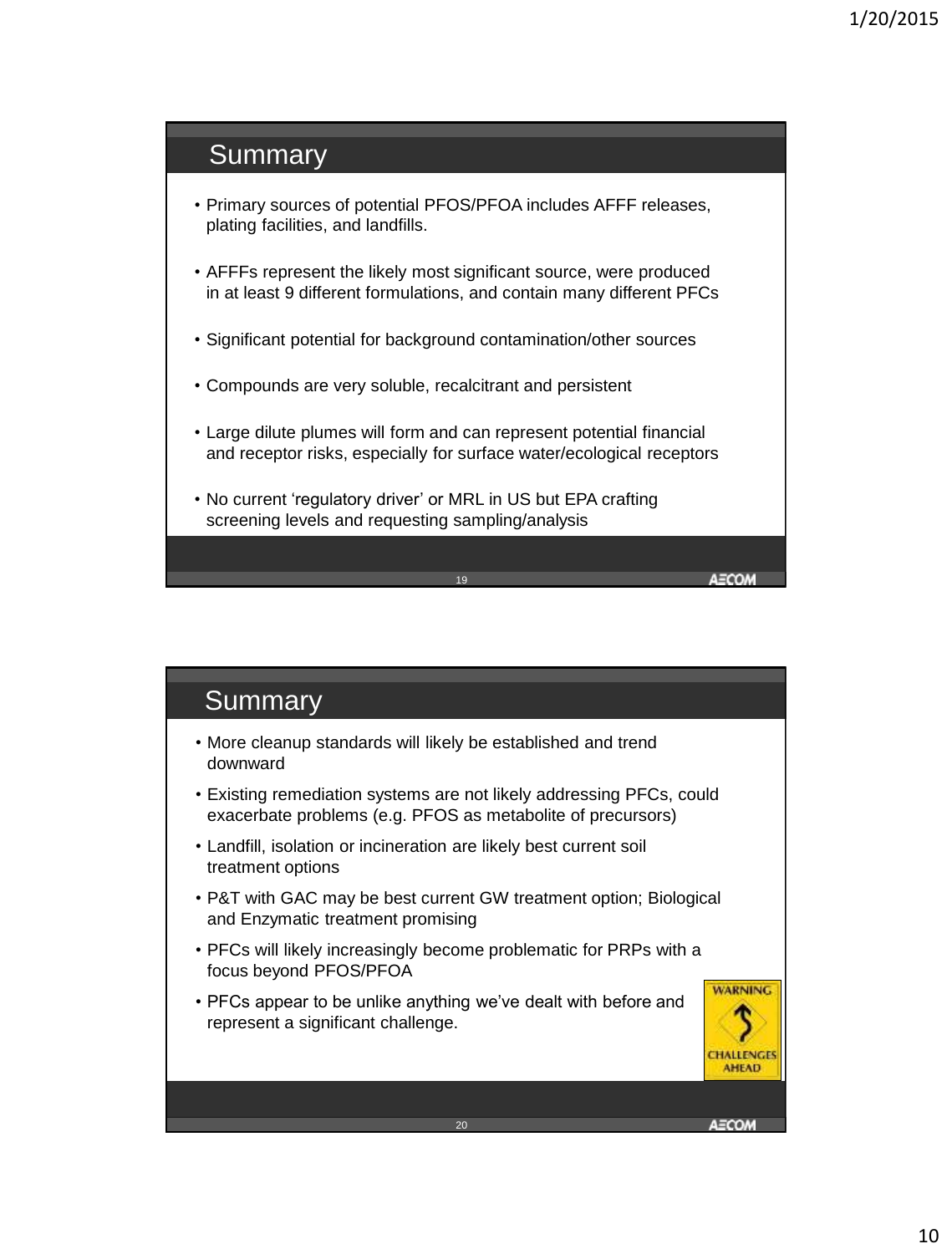## Summary

- Primary sources of potential PFOS/PFOA includes AFFF releases, plating facilities, and landfills.
- AFFFs represent the likely most significant source, were produced in at least 9 different formulations, and contain many different PFCs
- Significant potential for background contamination/other sources
- Compounds are very soluble, recalcitrant and persistent
- Large dilute plumes will form and can represent potential financial and receptor risks, especially for surface water/ecological receptors
- No current 'regulatory driver' or MRL in US but EPA crafting screening levels and requesting sampling/analysis

## Summary

- More cleanup standards will likely be established and trend downward
- Existing remediation systems are not likely addressing PFCs, could exacerbate problems (e.g. PFOS as metabolite of precursors)
- Landfill, isolation or incineration are likely best current soil treatment options
- P&T with GAC may be best current GW treatment option; Biological and Enzymatic treatment promising
- PFCs will likely increasingly become problematic for PRPs with a focus beyond PFOS/PFOA
- PFCs appear to be unlike anything we've dealt with before and represent a significant challenge.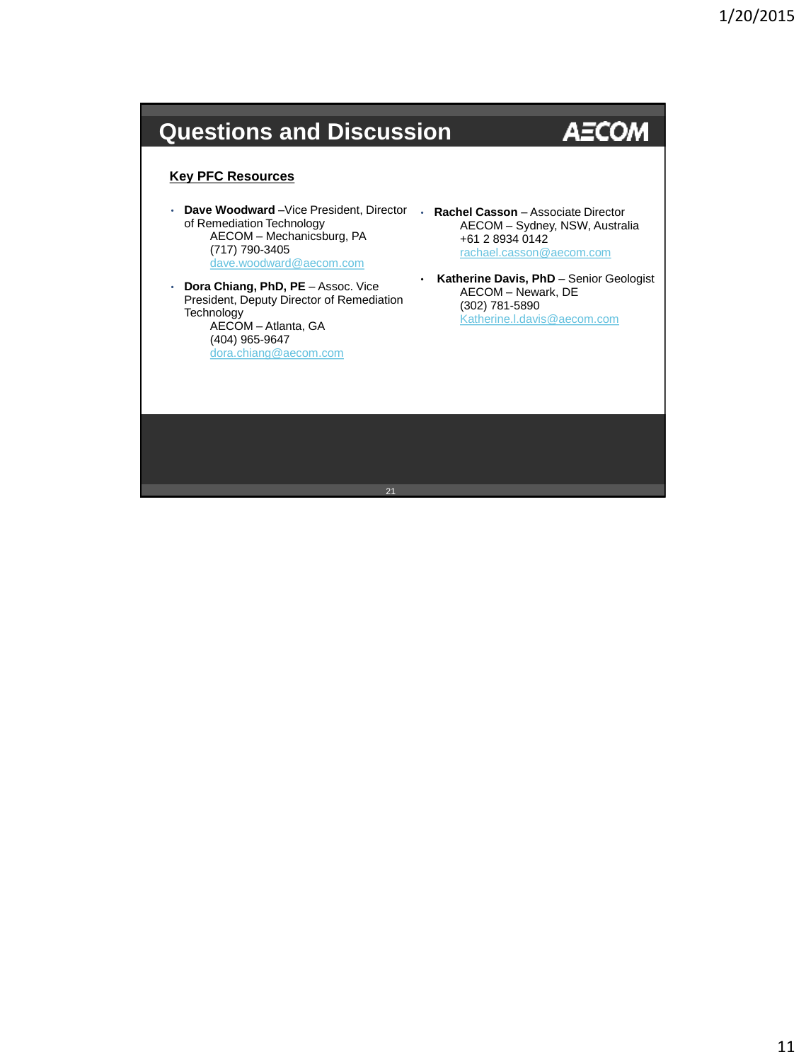# Questions and Discussion

AECOM

**Key PFC Resources**

- **Dave Woodward** –Vice President, Director of Remediation Technology
  AECOM – Mechanicsburg, PA
  (717) 790-3405
  dave.woodward@aecom.com

- **Dora Chiang, PhD, PE** – Assoc. Vice President, Deputy Director of Remediation Technology
  AECOM – Atlanta, GA
  (404) 965-9647
  dora.chiang@aecom.com

- **Rachel Casson** – Associate Director
  AECOM – Sydney, NSW, Australia
  +61 2 8934 0142
  rachael.casson@aecom.com

- **Katherine Davis, PhD** – Senior Geologist
  AECOM – Newark, DE
  (302) 781-5890
  Katherine.l.davis@aecom.com